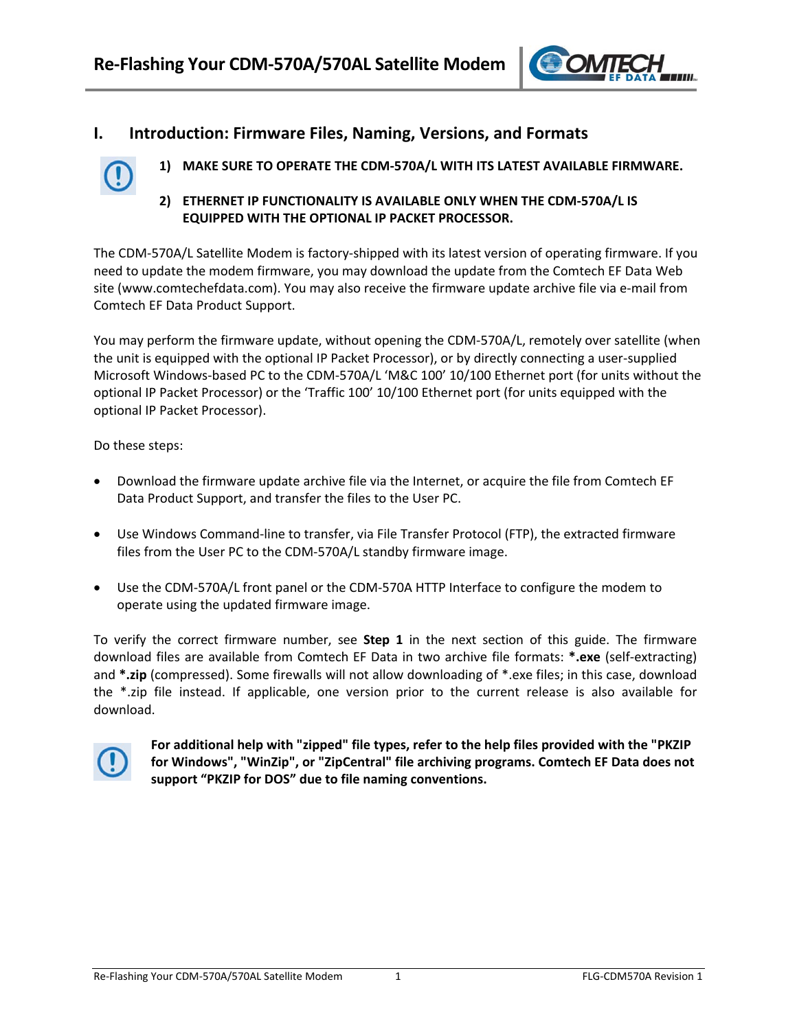# Re-Flashing Your CDM-570A/570AL Satellite Modem

## I. Introduction: Firmware Files, Naming, Versions, and Formats

1) **MAKE SURE TO OPERATE THE CDM-570A/L WITH ITS LATEST AVAILABLE FIRMWARE.**

2) **ETHERNET IP FUNCTIONALITY IS AVAILABLE ONLY WHEN THE CDM-570A/L IS EQUIPPED WITH THE OPTIONAL IP PACKET PROCESSOR.**

The CDM-570A/L Satellite Modem is factory-shipped with its latest version of operating firmware. If you need to update the modem firmware, you may download the update from the Comtech EF Data Web site (www.comtechefdata.com). You may also receive the firmware update archive file via e-mail from Comtech EF Data Product Support.

You may perform the firmware update, without opening the CDM-570A/L, remotely over satellite (when the unit is equipped with the optional IP Packet Processor), or by directly connecting a user-supplied Microsoft Windows-based PC to the CDM-570A/L 'M&C 100' 10/100 Ethernet port (for units without the optional IP Packet Processor) or the 'Traffic 100' 10/100 Ethernet port (for units equipped with the optional IP Packet Processor).

Do these steps:

- Download the firmware update archive file via the Internet, or acquire the file from Comtech EF Data Product Support, and transfer the files to the User PC.
- Use Windows Command-line to transfer, via File Transfer Protocol (FTP), the extracted firmware files from the User PC to the CDM-570A/L standby firmware image.
- Use the CDM-570A/L front panel or the CDM-570A HTTP Interface to configure the modem to operate using the updated firmware image.

To verify the correct firmware number, see **Step 1** in the next section of this guide. The firmware download files are available from Comtech EF Data in two archive file formats: ***.exe** (self-extracting) and ***.zip** (compressed). Some firewalls will not allow downloading of *.exe files; in this case, download the *.zip file instead. If applicable, one version prior to the current release is also available for download.

**For additional help with "zipped" file types, refer to the help files provided with the "PKZIP for Windows", "WinZip", or "ZipCentral" file archiving programs. Comtech EF Data does not support "PKZIP for DOS" due to file naming conventions.**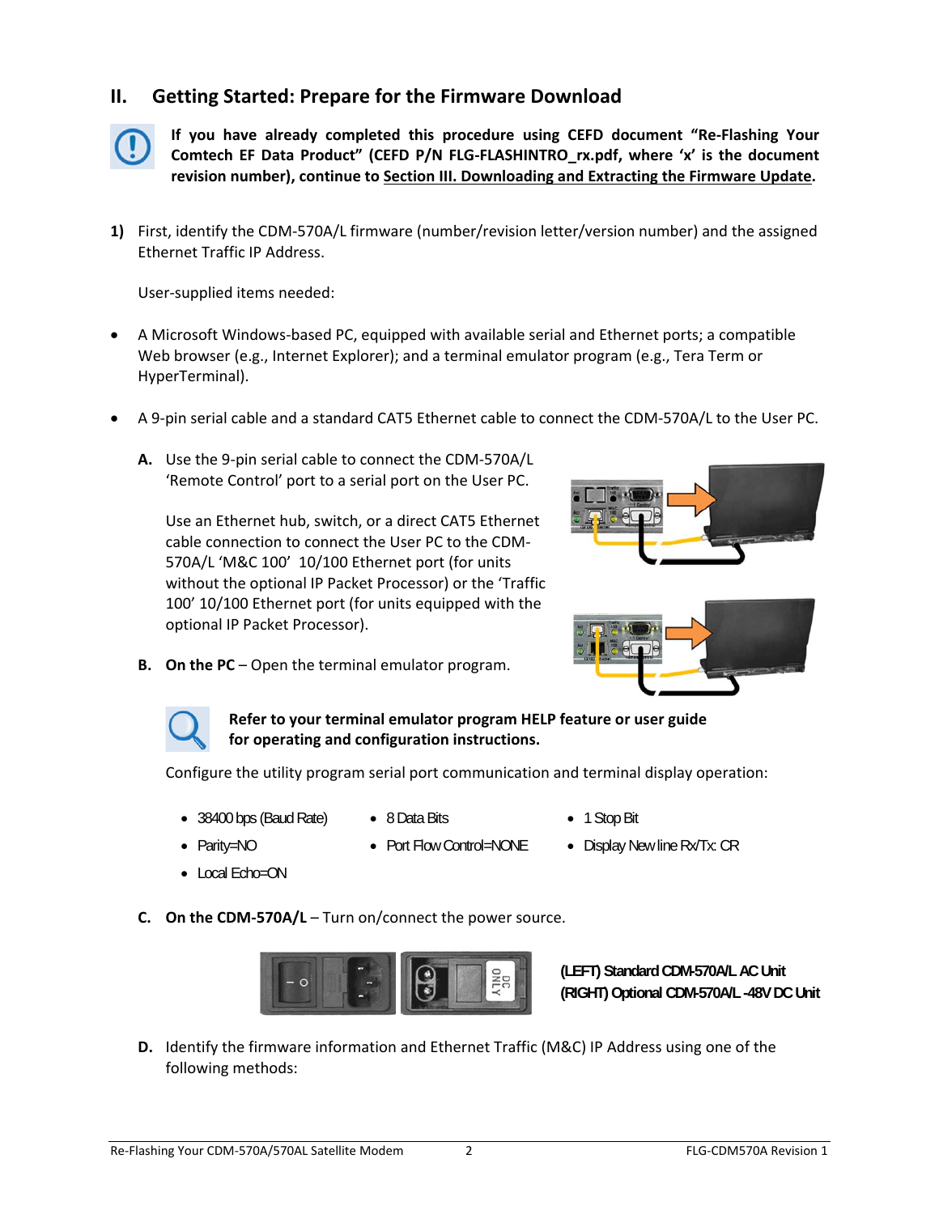## II. Getting Started: Prepare for the Firmware Download

**If you have already completed this procedure using CEFD document "Re-Flashing Your Comtech EF Data Product" (CEFD P/N FLG-FLASHINTRO_rx.pdf, where 'x' is the document revision number), continue to Section III. Downloading and Extracting the Firmware Update.**

1) First, identify the CDM-570A/L firmware (number/revision letter/version number) and the assigned Ethernet Traffic IP Address.

   User-supplied items needed:

- A Microsoft Windows-based PC, equipped with available serial and Ethernet ports; a compatible Web browser (e.g., Internet Explorer); and a terminal emulator program (e.g., Tera Term or HyperTerminal).
- A 9-pin serial cable and a standard CAT5 Ethernet cable to connect the CDM-570A/L to the User PC.

   **A.** Use the 9-pin serial cable to connect the CDM-570A/L 'Remote Control' port to a serial port on the User PC.

   Use an Ethernet hub, switch, or a direct CAT5 Ethernet cable connection to connect the User PC to the CDM-570A/L 'M&C 100' 10/100 Ethernet port (for units without the optional IP Packet Processor) or the 'Traffic 100' 10/100 Ethernet port (for units equipped with the optional IP Packet Processor).

   **B. On the PC** – Open the terminal emulator program.

   **Refer to your terminal emulator program HELP feature or user guide for operating and configuration instructions.**

   Configure the utility program serial port communication and terminal display operation:

   - 38400 bps (Baud Rate)
   - 8 Data Bits
   - 1 Stop Bit
   - Parity=NO
   - Port Flow Control=NONE
   - Display New line Rx/Tx: CR
   - Local Echo=ON

   **C. On the CDM-570A/L** – Turn on/connect the power source.

   **(LEFT) Standard CDM-570A/L AC Unit**
   **(RIGHT) Optional CDM-570A/L -48V DC Unit**

   **D.** Identify the firmware information and Ethernet Traffic (M&C) IP Address using one of the following methods: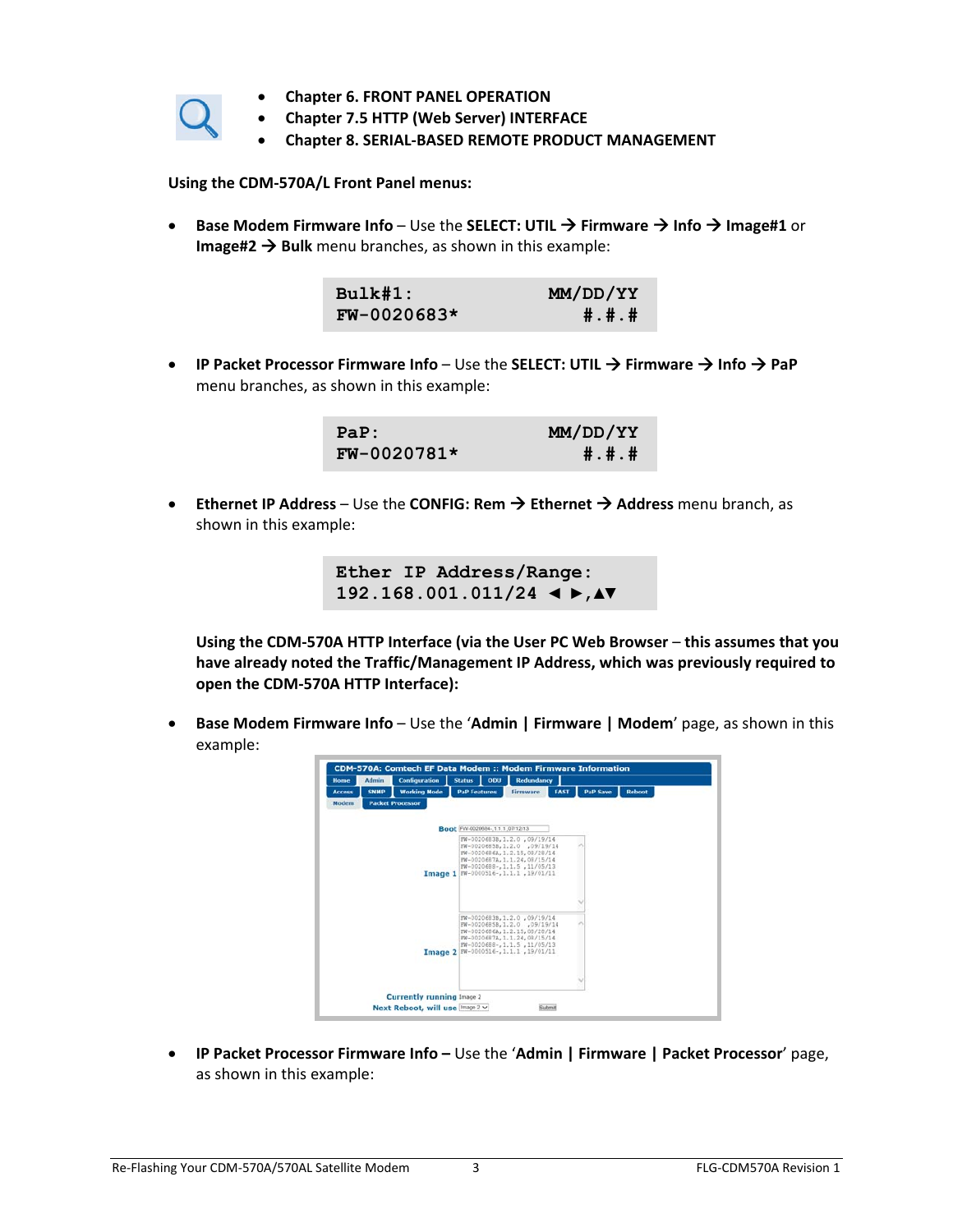- **Chapter 6. FRONT PANEL OPERATION**
- **Chapter 7.5 HTTP (Web Server) INTERFACE**
- **Chapter 8. SERIAL-BASED REMOTE PRODUCT MANAGEMENT**

**Using the CDM-570A/L Front Panel menus:**

- **Base Modem Firmware Info** – Use the **SELECT: UTIL → Firmware → Info → Image#1** or **Image#2 → Bulk** menu branches, as shown in this example:

```
Bulk#1:              MM/DD/YY
FW-0020683*             #.#.#
```

- **IP Packet Processor Firmware Info** – Use the **SELECT: UTIL → Firmware → Info → PaP** menu branches, as shown in this example:

```
PaP:                 MM/DD/YY
FW-0020781*             #.#.#
```

- **Ethernet IP Address** – Use the **CONFIG: Rem → Ethernet → Address** menu branch, as shown in this example:

```
Ether IP Address/Range:
192.168.001.011/24 ◄ ►,▲▼
```

**Using the CDM-570A HTTP Interface (via the User PC Web Browser** – **this assumes that you have already noted the Traffic/Management IP Address, which was previously required to open the CDM-570A HTTP Interface):**

- **Base Modem Firmware Info** – Use the '**Admin | Firmware | Modem**' page, as shown in this example:

- **IP Packet Processor Firmware Info –** Use the '**Admin | Firmware | Packet Processor**' page, as shown in this example: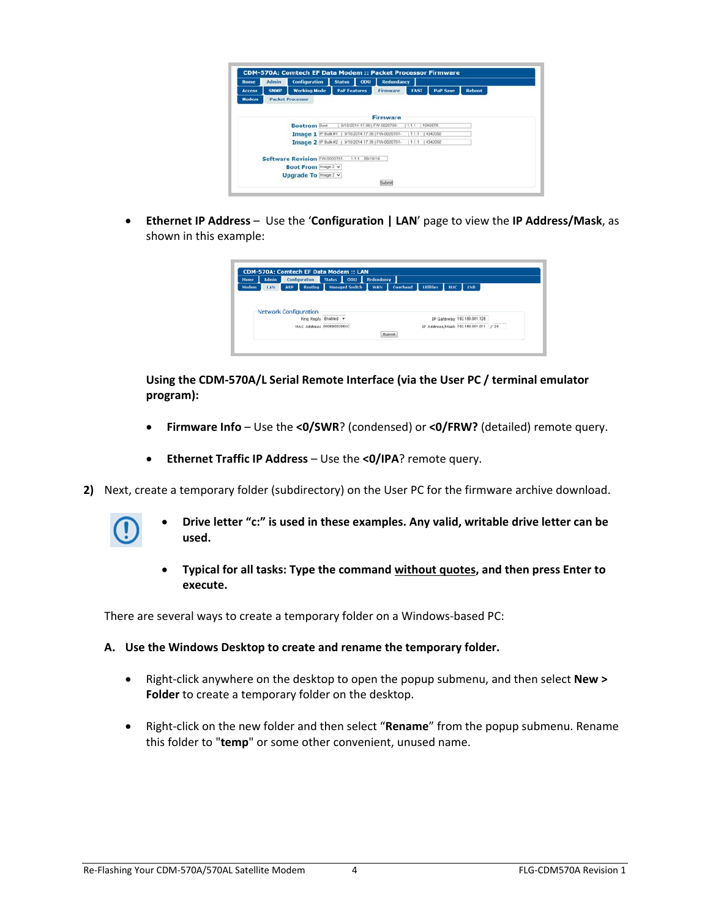- **Ethernet IP Address** – Use the '**Configuration | LAN**' page to view the **IP Address/Mask**, as shown in this example:

**Using the CDM-570A/L Serial Remote Interface (via the User PC / terminal emulator program):**

- **Firmware Info** – Use the **<0/SWR**? (condensed) or **<0/FRW?** (detailed) remote query.

- **Ethernet Traffic IP Address** – Use the **<0/IPA**? remote query.

**2)** Next, create a temporary folder (subdirectory) on the User PC for the firmware archive download.

- **Drive letter "c:" is used in these examples. Any valid, writable drive letter can be used.**

- **Typical for all tasks: Type the command <u>without quotes</u>, and then press Enter to execute.**

There are several ways to create a temporary folder on a Windows-based PC:

**A. Use the Windows Desktop to create and rename the temporary folder.**

- Right-click anywhere on the desktop to open the popup submenu, and then select **New > Folder** to create a temporary folder on the desktop.

- Right-click on the new folder and then select "**Rename**" from the popup submenu. Rename this folder to "**temp**" or some other convenient, unused name.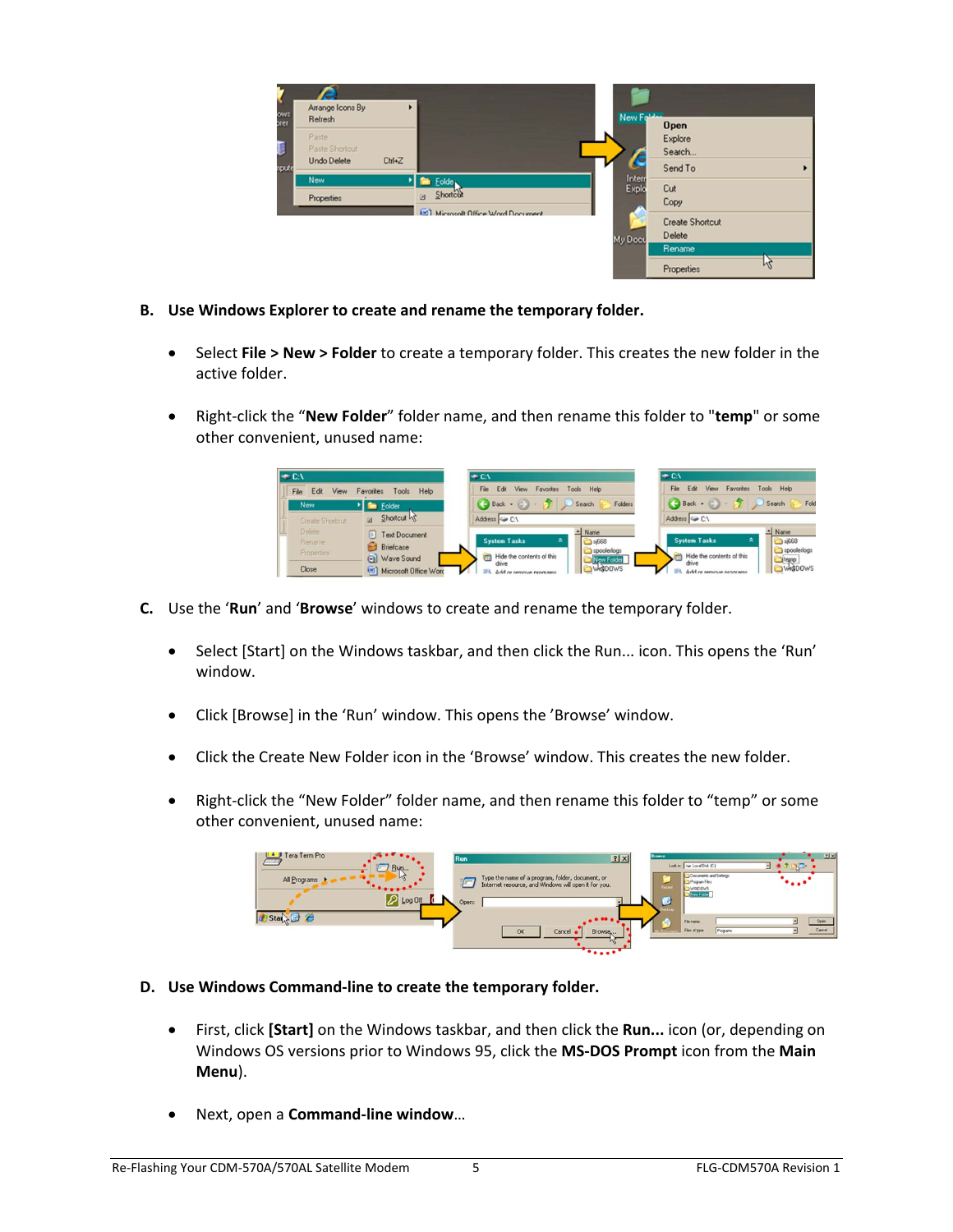**B. Use Windows Explorer to create and rename the temporary folder.**

- Select **File > New > Folder** to create a temporary folder. This creates the new folder in the active folder.
- Right-click the “**New Folder**” folder name, and then rename this folder to "**temp**" or some other convenient, unused name:

C. Use the ‘**Run**’ and ‘**Browse**’ windows to create and rename the temporary folder.

- Select [Start] on the Windows taskbar, and then click the Run... icon. This opens the ‘Run’ window.
- Click [Browse] in the ‘Run’ window. This opens the ’Browse’ window.
- Click the Create New Folder icon in the ‘Browse’ window. This creates the new folder.
- Right-click the “New Folder” folder name, and then rename this folder to “temp” or some other convenient, unused name:

**D. Use Windows Command-line to create the temporary folder.**

- First, click **[Start]** on the Windows taskbar, and then click the **Run...** icon (or, depending on Windows OS versions prior to Windows 95, click the **MS-DOS Prompt** icon from the **Main Menu**).
- Next, open a **Command-line window**…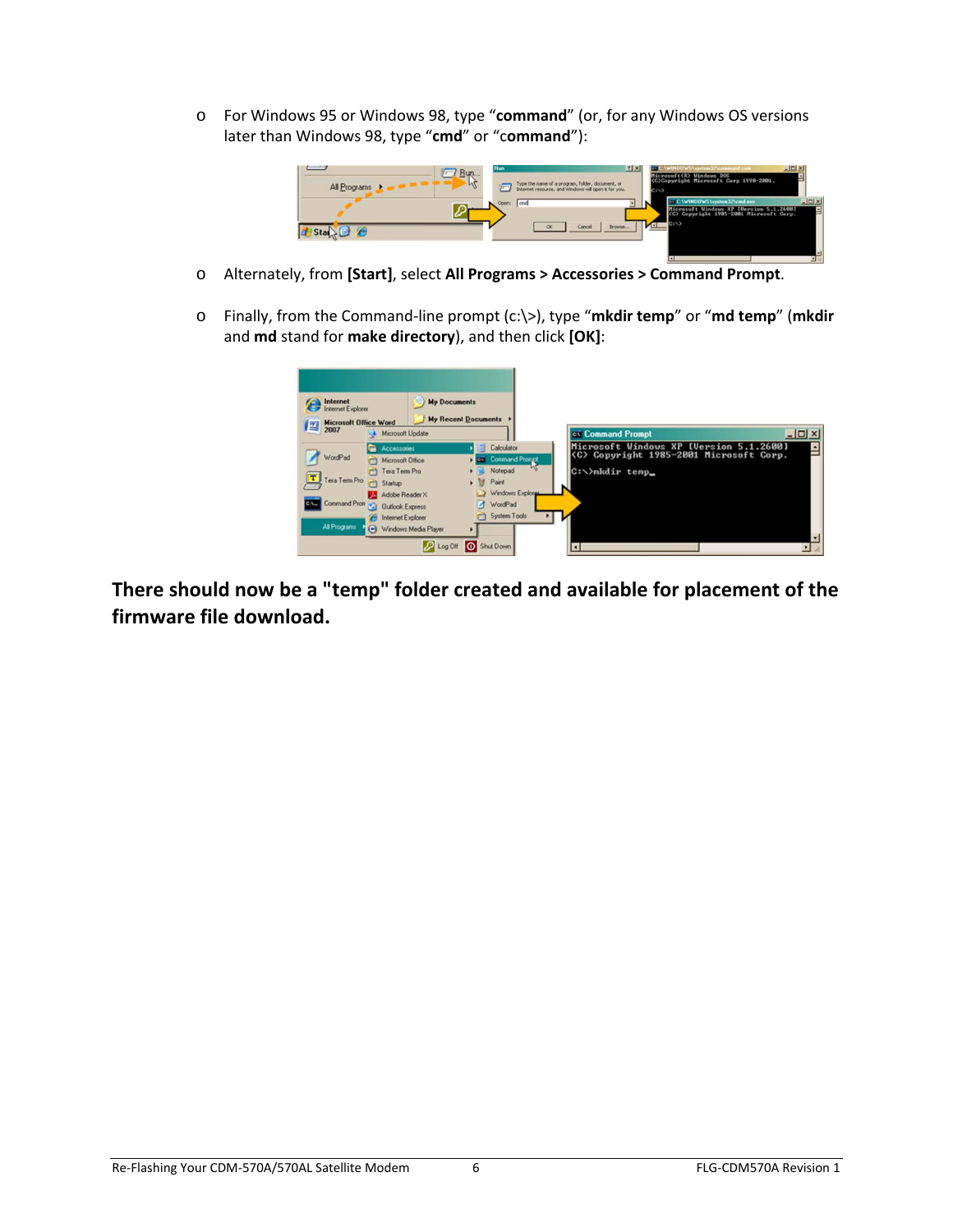- For Windows 95 or Windows 98, type "**command**" (or, for any Windows OS versions later than Windows 98, type "**cmd**" or "**command**"):

- Alternately, from **[Start]**, select **All Programs > Accessories > Command Prompt**.

- Finally, from the Command-line prompt (c:\>), type "**mkdir temp**" or "**md temp**" (**mkdir** and **md** stand for **make directory**), and then click **[OK]**:

**There should now be a "temp" folder created and available for placement of the firmware file download.**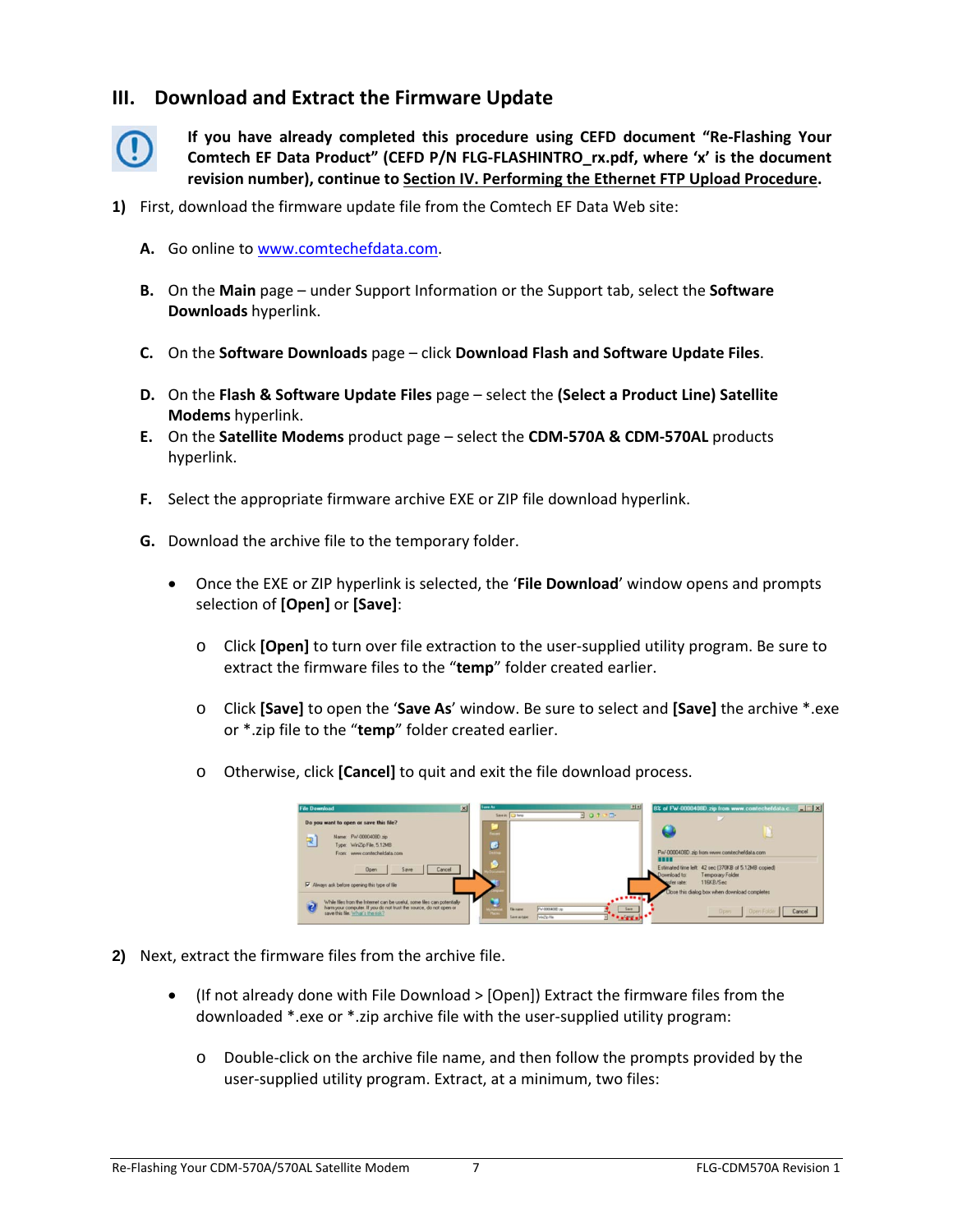## III. Download and Extract the Firmware Update

**If you have already completed this procedure using CEFD document "Re-Flashing Your Comtech EF Data Product" (CEFD P/N FLG-FLASHINTRO_rx.pdf, where 'x' is the document revision number), continue to Section IV. Performing the Ethernet FTP Upload Procedure.**

**1)** First, download the firmware update file from the Comtech EF Data Web site:

**A.** Go online to www.comtechefdata.com.

**B.** On the **Main** page – under Support Information or the Support tab, select the **Software Downloads** hyperlink.

**C.** On the **Software Downloads** page – click **Download Flash and Software Update Files**.

**D.** On the **Flash & Software Update Files** page – select the **(Select a Product Line) Satellite Modems** hyperlink.

**E.** On the **Satellite Modems** product page – select the **CDM-570A & CDM-570AL** products hyperlink.

**F.** Select the appropriate firmware archive EXE or ZIP file download hyperlink.

**G.** Download the archive file to the temporary folder.

- Once the EXE or ZIP hyperlink is selected, the '**File Download**' window opens and prompts selection of **[Open]** or **[Save]**:
  - Click **[Open]** to turn over file extraction to the user-supplied utility program. Be sure to extract the firmware files to the "**temp**" folder created earlier.
  - Click **[Save]** to open the '**Save As**' window. Be sure to select and **[Save]** the archive *.exe or *.zip file to the "**temp**" folder created earlier.
  - Otherwise, click **[Cancel]** to quit and exit the file download process.

**2)** Next, extract the firmware files from the archive file.

- (If not already done with File Download > [Open]) Extract the firmware files from the downloaded *.exe or *.zip archive file with the user-supplied utility program:
  - Double-click on the archive file name, and then follow the prompts provided by the user-supplied utility program. Extract, at a minimum, two files: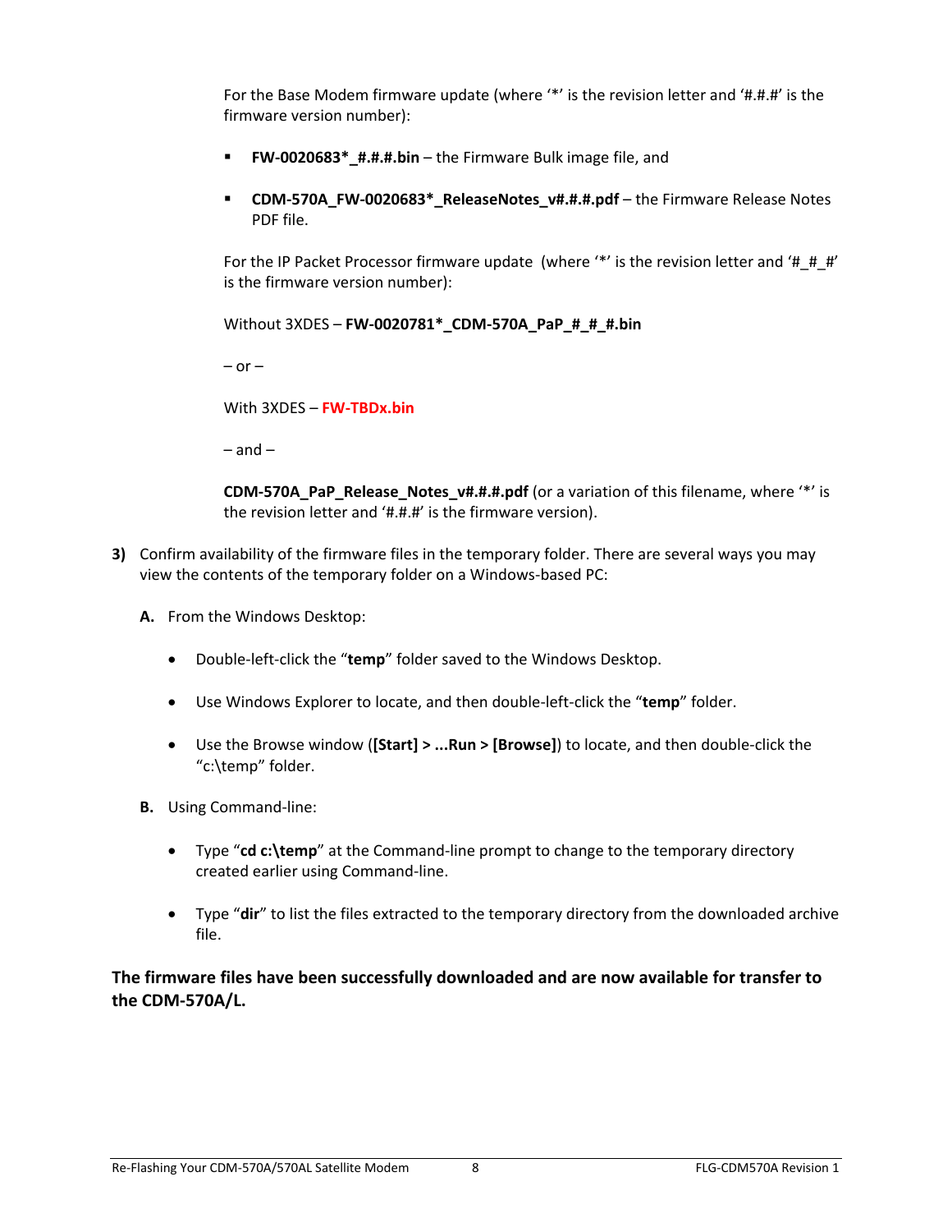For the Base Modem firmware update (where '*' is the revision letter and '#.#.#' is the firmware version number):

- **FW-0020683*_#.#.#.bin** – the Firmware Bulk image file, and
- **CDM-570A_FW-0020683*_ReleaseNotes_v#.#.#.pdf** – the Firmware Release Notes PDF file.

For the IP Packet Processor firmware update (where '*' is the revision letter and '#_#_#' is the firmware version number):

Without 3XDES – **FW-0020781*_CDM-570A_PaP_#_#_#.bin**

– or –

With 3XDES – **FW-TBDx.bin**

– and –

**CDM-570A_PaP_Release_Notes_v#.#.#.pdf** (or a variation of this filename, where '*' is the revision letter and '#.#.#' is the firmware version).

**3)** Confirm availability of the firmware files in the temporary folder. There are several ways you may view the contents of the temporary folder on a Windows-based PC:

**A.** From the Windows Desktop:

- Double-left-click the "**temp**" folder saved to the Windows Desktop.
- Use Windows Explorer to locate, and then double-left-click the "**temp**" folder.
- Use the Browse window (**[Start] > ...Run > [Browse]**) to locate, and then double-click the "c:\temp" folder.

**B.** Using Command-line:

- Type "**cd c:\temp**" at the Command-line prompt to change to the temporary directory created earlier using Command-line.
- Type "**dir**" to list the files extracted to the temporary directory from the downloaded archive file.

**The firmware files have been successfully downloaded and are now available for transfer to the CDM-570A/L.**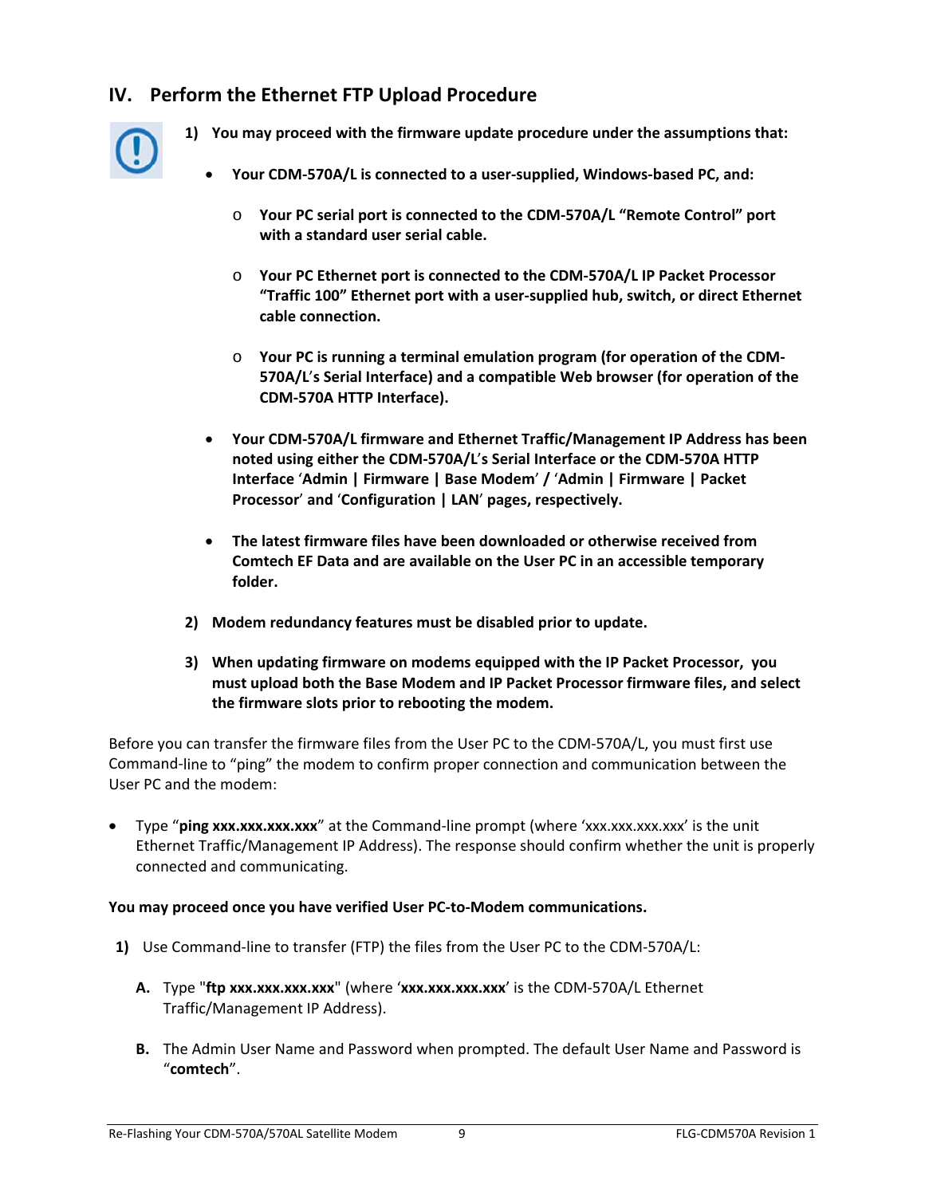## IV. Perform the Ethernet FTP Upload Procedure

**1) You may proceed with the firmware update procedure under the assumptions that:**

- **Your CDM-570A/L is connected to a user-supplied, Windows-based PC, and:**
  - o **Your PC serial port is connected to the CDM-570A/L "Remote Control" port with a standard user serial cable.**
  - o **Your PC Ethernet port is connected to the CDM-570A/L IP Packet Processor "Traffic 100" Ethernet port with a user-supplied hub, switch, or direct Ethernet cable connection.**
  - o **Your PC is running a terminal emulation program (for operation of the CDM-570A/L's Serial Interface) and a compatible Web browser (for operation of the CDM-570A HTTP Interface).**
- **Your CDM-570A/L firmware and Ethernet Traffic/Management IP Address has been noted using either the CDM-570A/L's Serial Interface or the CDM-570A HTTP Interface 'Admin | Firmware | Base Modem' / 'Admin | Firmware | Packet Processor' and 'Configuration | LAN' pages, respectively.**
- **The latest firmware files have been downloaded or otherwise received from Comtech EF Data and are available on the User PC in an accessible temporary folder.**

**2) Modem redundancy features must be disabled prior to update.**

**3) When updating firmware on modems equipped with the IP Packet Processor, you must upload both the Base Modem and IP Packet Processor firmware files, and select the firmware slots prior to rebooting the modem.**

Before you can transfer the firmware files from the User PC to the CDM-570A/L, you must first use Command-line to "ping" the modem to confirm proper connection and communication between the User PC and the modem:

- Type "**ping xxx.xxx.xxx.xxx**" at the Command-line prompt (where 'xxx.xxx.xxx.xxx' is the unit Ethernet Traffic/Management IP Address). The response should confirm whether the unit is properly connected and communicating.

**You may proceed once you have verified User PC-to-Modem communications.**

**1)** Use Command-line to transfer (FTP) the files from the User PC to the CDM-570A/L:

**A.** Type "**ftp xxx.xxx.xxx.xxx**" (where '**xxx.xxx.xxx.xxx**' is the CDM-570A/L Ethernet Traffic/Management IP Address).

**B.** The Admin User Name and Password when prompted. The default User Name and Password is "**comtech**".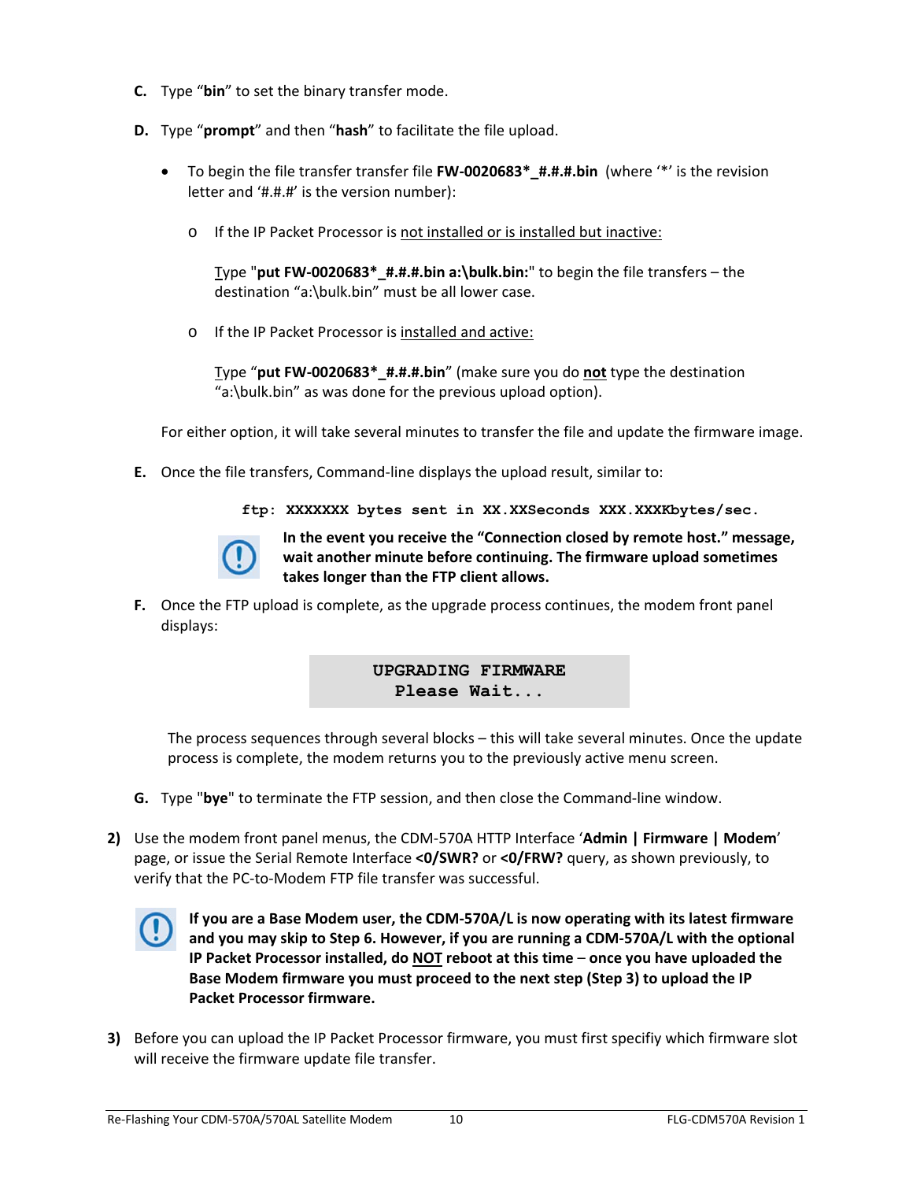**C.** Type "**bin**" to set the binary transfer mode.

**D.** Type "**prompt**" and then "**hash**" to facilitate the file upload.

- To begin the file transfer transfer file **FW-0020683*_#.#.#.bin** (where '*' is the revision letter and '#.#.#' is the version number):

    - If the IP Packet Processor is not installed or is installed but inactive:

      Type "**put FW-0020683*_#.#.#.bin a:\bulk.bin:**" to begin the file transfers – the destination "a:\bulk.bin" must be all lower case.

    - If the IP Packet Processor is installed and active:

      Type "**put FW-0020683*_#.#.#.bin**" (make sure you do **not** type the destination "a:\bulk.bin" as was done for the previous upload option).

For either option, it will take several minutes to transfer the file and update the firmware image.

**E.** Once the file transfers, Command-line displays the upload result, similar to:

```
ftp: XXXXXXX bytes sent in XX.XXSeconds XXX.XXXKbytes/sec.
```

**In the event you receive the "Connection closed by remote host." message, wait another minute before continuing. The firmware upload sometimes takes longer than the FTP client allows.**

**F.** Once the FTP upload is complete, as the upgrade process continues, the modem front panel displays:

```
UPGRADING FIRMWARE
  Please Wait...
```

The process sequences through several blocks – this will take several minutes. Once the update process is complete, the modem returns you to the previously active menu screen.

**G.** Type "**bye**" to terminate the FTP session, and then close the Command-line window.

**2)** Use the modem front panel menus, the CDM-570A HTTP Interface '**Admin | Firmware | Modem**' page, or issue the Serial Remote Interface **<0/SWR?** or **<0/FRW?** query, as shown previously, to verify that the PC-to-Modem FTP file transfer was successful.

**If you are a Base Modem user, the CDM-570A/L is now operating with its latest firmware and you may skip to Step 6. However, if you are running a CDM-570A/L with the optional IP Packet Processor installed, do NOT reboot at this time – once you have uploaded the Base Modem firmware you must proceed to the next step (Step 3) to upload the IP Packet Processor firmware.**

**3)** Before you can upload the IP Packet Processor firmware, you must first specifiy which firmware slot will receive the firmware update file transfer.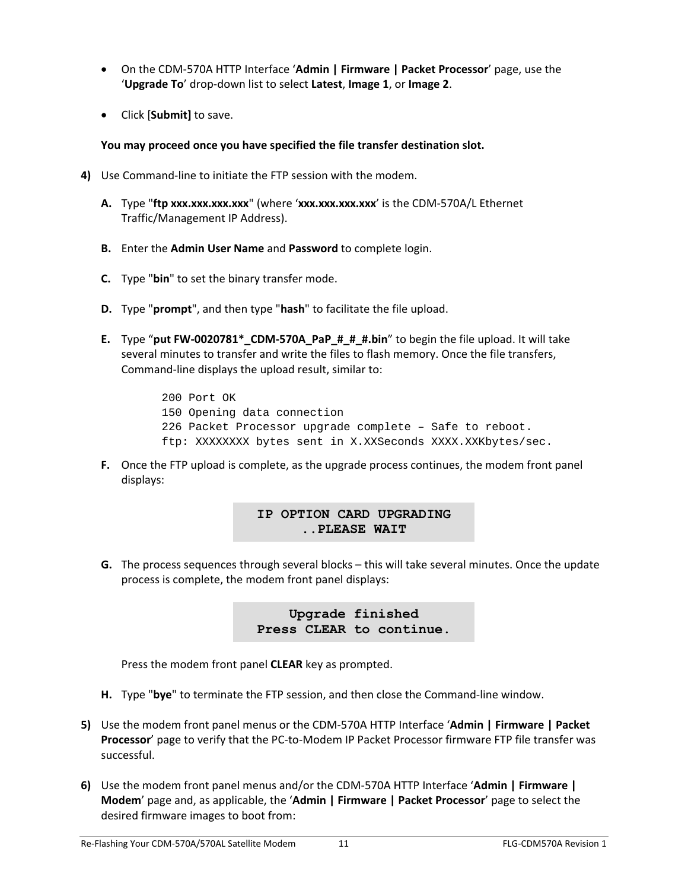- On the CDM-570A HTTP Interface '**Admin | Firmware | Packet Processor**' page, use the '**Upgrade To**' drop-down list to select **Latest**, **Image 1**, or **Image 2**.
- Click [**Submit]** to save.

  **You may proceed once you have specified the file transfer destination slot.**

**4)** Use Command-line to initiate the FTP session with the modem.

**A.** Type "**ftp xxx.xxx.xxx.xxx**" (where '**xxx.xxx.xxx.xxx**' is the CDM-570A/L Ethernet Traffic/Management IP Address).

**B.** Enter the **Admin User Name** and **Password** to complete login.

**C.** Type "**bin**" to set the binary transfer mode.

**D.** Type "**prompt**", and then type "**hash**" to facilitate the file upload.

**E.** Type "**put FW-0020781*_CDM-570A_PaP_#_#_#.bin**" to begin the file upload. It will take several minutes to transfer and write the files to flash memory. Once the file transfers, Command-line displays the upload result, similar to:

```
200 Port OK
150 Opening data connection
226 Packet Processor upgrade complete – Safe to reboot.
ftp: XXXXXXXX bytes sent in X.XXSeconds XXXX.XXKbytes/sec.
```

**F.** Once the FTP upload is complete, as the upgrade process continues, the modem front panel displays:

```
IP OPTION CARD UPGRADING
..PLEASE WAIT
```

**G.** The process sequences through several blocks – this will take several minutes. Once the update process is complete, the modem front panel displays:

```
Upgrade finished
Press CLEAR to continue.
```

Press the modem front panel **CLEAR** key as prompted.

**H.** Type "**bye**" to terminate the FTP session, and then close the Command-line window.

**5)** Use the modem front panel menus or the CDM-570A HTTP Interface '**Admin | Firmware | Packet Processor**' page to verify that the PC-to-Modem IP Packet Processor firmware FTP file transfer was successful.

**6)** Use the modem front panel menus and/or the CDM-570A HTTP Interface '**Admin | Firmware | Modem**' page and, as applicable, the '**Admin | Firmware | Packet Processor**' page to select the desired firmware images to boot from: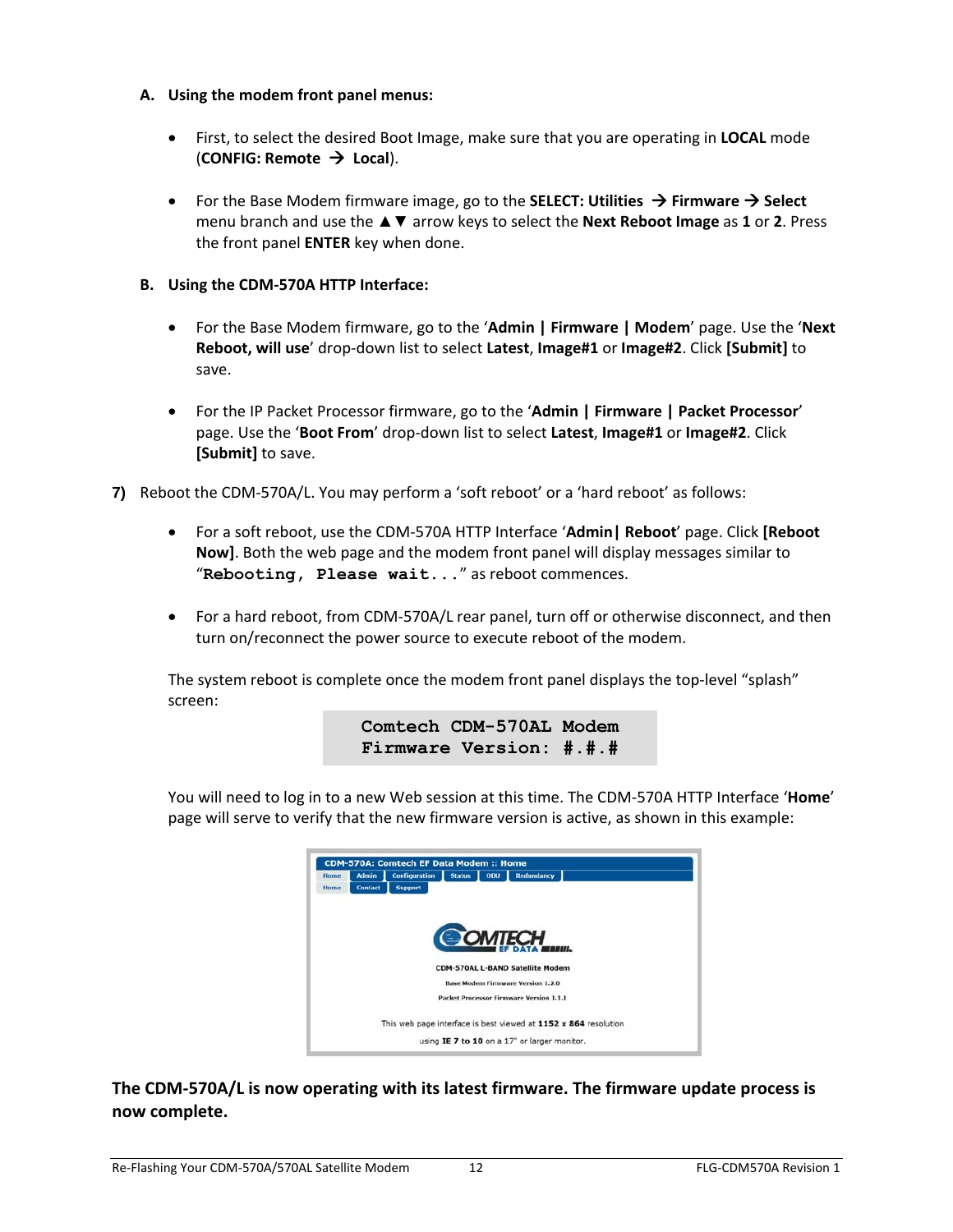**A. Using the modem front panel menus:**

- First, to select the desired Boot Image, make sure that you are operating in **LOCAL** mode (**CONFIG: Remote → Local**).
- For the Base Modem firmware image, go to the **SELECT: Utilities → Firmware → Select** menu branch and use the ▲▼ arrow keys to select the **Next Reboot Image** as **1** or **2**. Press the front panel **ENTER** key when done.

**B. Using the CDM-570A HTTP Interface:**

- For the Base Modem firmware, go to the '**Admin | Firmware | Modem**' page. Use the '**Next Reboot, will use**' drop-down list to select **Latest**, **Image#1** or **Image#2**. Click **[Submit]** to save.
- For the IP Packet Processor firmware, go to the '**Admin | Firmware | Packet Processor**' page. Use the '**Boot From**' drop-down list to select **Latest**, **Image#1** or **Image#2**. Click **[Submit]** to save.

**7)** Reboot the CDM-570A/L. You may perform a 'soft reboot' or a 'hard reboot' as follows:

- For a soft reboot, use the CDM-570A HTTP Interface '**Admin| Reboot**' page. Click **[Reboot Now]**. Both the web page and the modem front panel will display messages similar to "`Rebooting, Please wait...`" as reboot commences.
- For a hard reboot, from CDM-570A/L rear panel, turn off or otherwise disconnect, and then turn on/reconnect the power source to execute reboot of the modem.

The system reboot is complete once the modem front panel displays the top-level "splash" screen:

```
Comtech CDM-570AL Modem
Firmware Version: #.#.#
```

You will need to log in to a new Web session at this time. The CDM-570A HTTP Interface '**Home**' page will serve to verify that the new firmware version is active, as shown in this example:

CDM-570A: Comtech EF Data Modem :: Home
Home Admin Configuration Status ODU Redundancy
Home Contact Support
COMTECH EF DATA
CDM-570AL L-BAND Satellite Modem
Base Modem Firmware Version 1.2.0
Packet Processor Firmware Version 1.1.1
This web page interface is best viewed at 1152 x 864 resolution
using IE 7 to 10 on a 17" or larger monitor.

**The CDM-570A/L is now operating with its latest firmware. The firmware update process is now complete.**